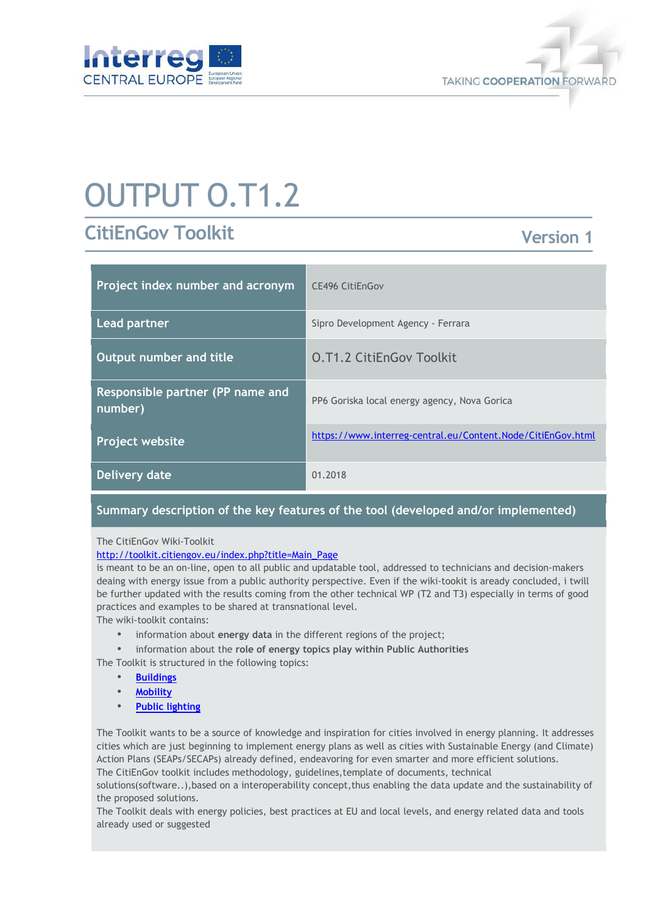# OUTPUT O.T1.2

## CitiEnGov Toolkit

Version 1

| | |
|---|---|
| **Project index number and acronym** | CE496 CitiEnGov |
| **Lead partner** | Sipro Development Agency - Ferrara |
| **Output number and title** | O.T1.2 CitiEnGov Toolkit |
| **Responsible partner (PP name and number)** | PP6 Goriska local energy agency, Nova Gorica |
| **Project website** | https://www.interreg-central.eu/Content.Node/CitiEnGov.html |
| **Delivery date** | 01.2018 |

### Summary description of the key features of the tool (developed and/or implemented)

The CitiEnGov Wiki-Toolkit
http://toolkit.citiengov.eu/index.php?title=Main_Page
is meant to be an on-line, open to all public and updatable tool, addressed to technicians and decision-makers deaing with energy issue from a public authority perspective. Even if the wiki-tookit is aready concluded, i twill be further updated with the results coming from the other technical WP (T2 and T3) especially in terms of good practices and examples to be shared at transnational level.
The wiki-toolkit contains:

- information about **energy data** in the different regions of the project;
- information about the **role of energy topics play within Public Authorities**

The Toolkit is structured in the following topics:

- Buildings
- Mobility
- Public lighting

The Toolkit wants to be a source of knowledge and inspiration for cities involved in energy planning. It addresses cities which are just beginning to implement energy plans as well as cities with Sustainable Energy (and Climate) Action Plans (SEAPs/SECAPs) already defined, endeavoring for even smarter and more efficient solutions.
The CitiEnGov toolkit includes methodology, guidelines,template of documents, technical solutions(software..),based on a interoperability concept,thus enabling the data update and the sustainability of the proposed solutions.
The Toolkit deals with energy policies, best practices at EU and local levels, and energy related data and tools already used or suggested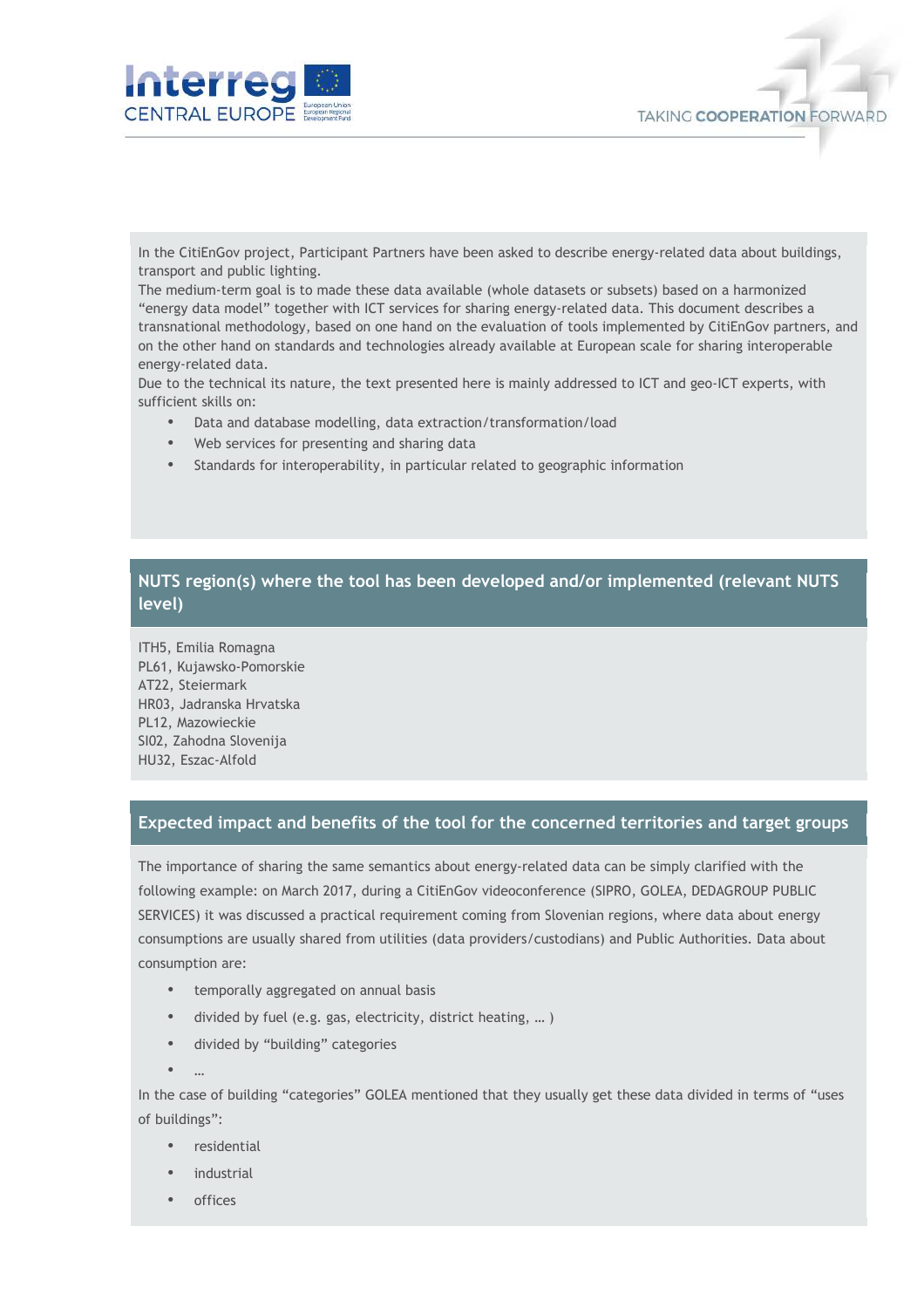In the CitiEnGov project, Participant Partners have been asked to describe energy-related data about buildings, transport and public lighting.
The medium-term goal is to made these data available (whole datasets or subsets) based on a harmonized "energy data model" together with ICT services for sharing energy-related data. This document describes a transnational methodology, based on one hand on the evaluation of tools implemented by CitiEnGov partners, and on the other hand on standards and technologies already available at European scale for sharing interoperable energy-related data.
Due to the technical its nature, the text presented here is mainly addressed to ICT and geo-ICT experts, with sufficient skills on:

- Data and database modelling, data extraction/transformation/load
- Web services for presenting and sharing data
- Standards for interoperability, in particular related to geographic information

## NUTS region(s) where the tool has been developed and/or implemented (relevant NUTS level)

ITH5, Emilia Romagna
PL61, Kujawsko-Pomorskie
AT22, Steiermark
HR03, Jadranska Hrvatska
PL12, Mazowieckie
SI02, Zahodna Slovenija
HU32, Eszac-Alfold

## Expected impact and benefits of the tool for the concerned territories and target groups

The importance of sharing the same semantics about energy-related data can be simply clarified with the following example: on March 2017, during a CitiEnGov videoconference (SIPRO, GOLEA, DEDAGROUP PUBLIC SERVICES) it was discussed a practical requirement coming from Slovenian regions, where data about energy consumptions are usually shared from utilities (data providers/custodians) and Public Authorities. Data about consumption are:

- temporally aggregated on annual basis
- divided by fuel (e.g. gas, electricity, district heating, … )
- divided by "building" categories
- …

In the case of building "categories" GOLEA mentioned that they usually get these data divided in terms of "uses of buildings":

- residential
- industrial
- offices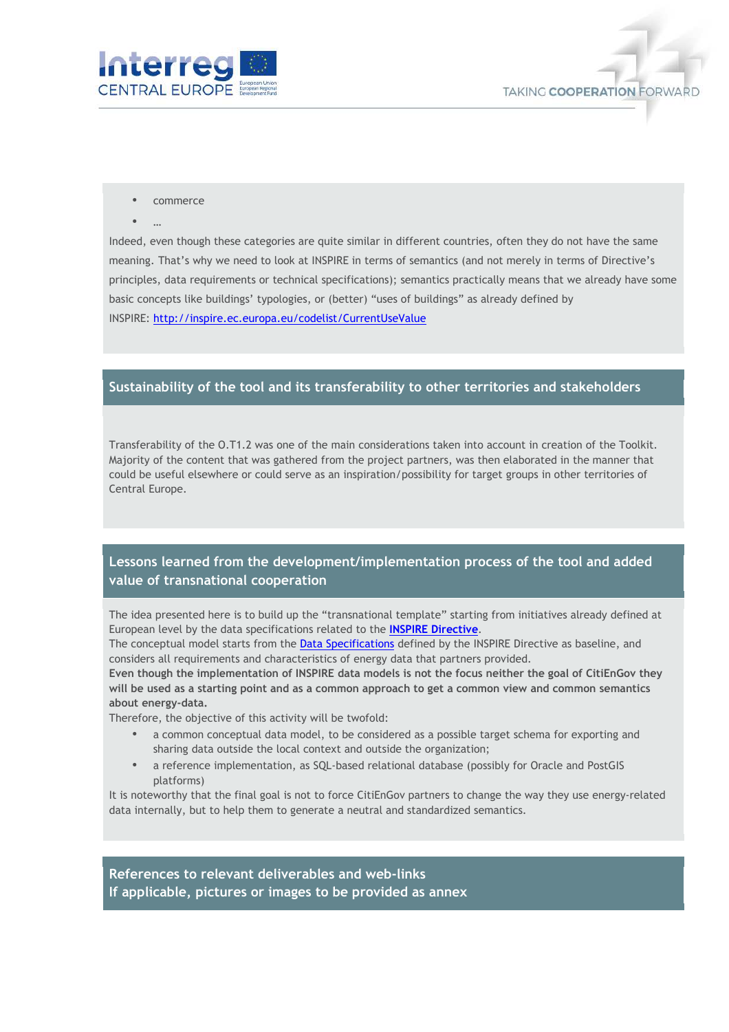- commerce
- …

Indeed, even though these categories are quite similar in different countries, often they do not have the same meaning. That's why we need to look at INSPIRE in terms of semantics (and not merely in terms of Directive's principles, data requirements or technical specifications); semantics practically means that we already have some basic concepts like buildings' typologies, or (better) "uses of buildings" as already defined by INSPIRE: [http://inspire.ec.europa.eu/codelist/CurrentUseValue](http://inspire.ec.europa.eu/codelist/CurrentUseValue)

## Sustainability of the tool and its transferability to other territories and stakeholders

Transferability of the O.T1.2 was one of the main considerations taken into account in creation of the Toolkit. Majority of the content that was gathered from the project partners, was then elaborated in the manner that could be useful elsewhere or could serve as an inspiration/possibility for target groups in other territories of Central Europe.

## Lessons learned from the development/implementation process of the tool and added value of transnational cooperation

The idea presented here is to build up the "transnational template" starting from initiatives already defined at European level by the data specifications related to the **INSPIRE Directive**.
The conceptual model starts from the Data Specifications defined by the INSPIRE Directive as baseline, and considers all requirements and characteristics of energy data that partners provided.
**Even though the implementation of INSPIRE data models is not the focus neither the goal of CitiEnGov they will be used as a starting point and as a common approach to get a common view and common semantics about energy-data.**
Therefore, the objective of this activity will be twofold:

- a common conceptual data model, to be considered as a possible target schema for exporting and sharing data outside the local context and outside the organization;
- a reference implementation, as SQL-based relational database (possibly for Oracle and PostGIS platforms)

It is noteworthy that the final goal is not to force CitiEnGov partners to change the way they use energy-related data internally, but to help them to generate a neutral and standardized semantics.

## References to relevant deliverables and web-links
## If applicable, pictures or images to be provided as annex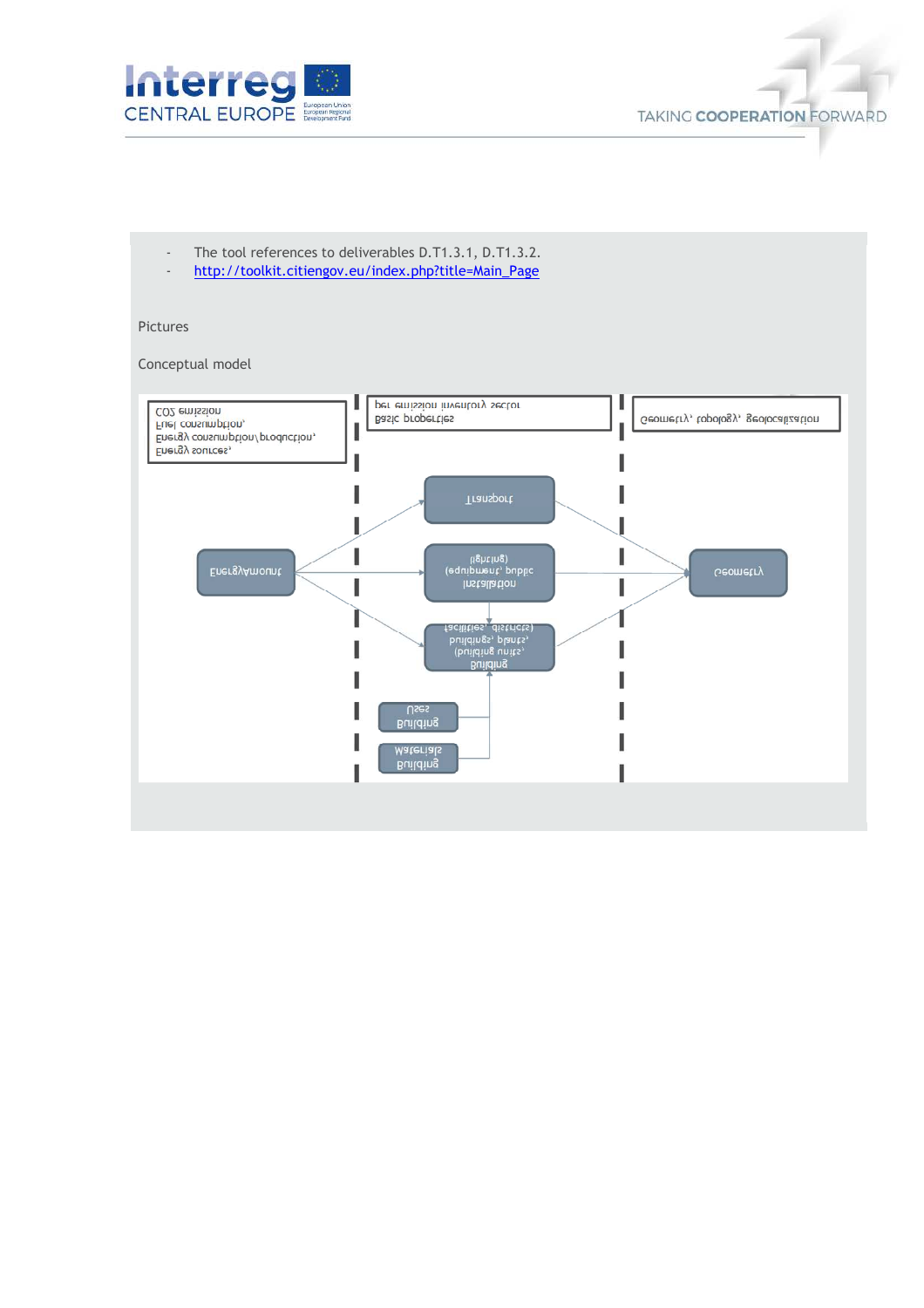- The tool references to deliverables D.T1.3.1, D.T1.3.2.
- http://toolkit.citiengov.eu/index.php?title=Main_Page

Pictures

Conceptual model

Energy sources, Energy consumption/production, Fuel consumption, $CO_2$ emission

Basic properties per emission inventory sector

Geometry, topology, geolocalisation

EnergyAmount

Transport

Installation (equipment, public lighting)

Building (building units, buildings, plants, facilities, districts)

Building Uses

Building Materials

Geometry